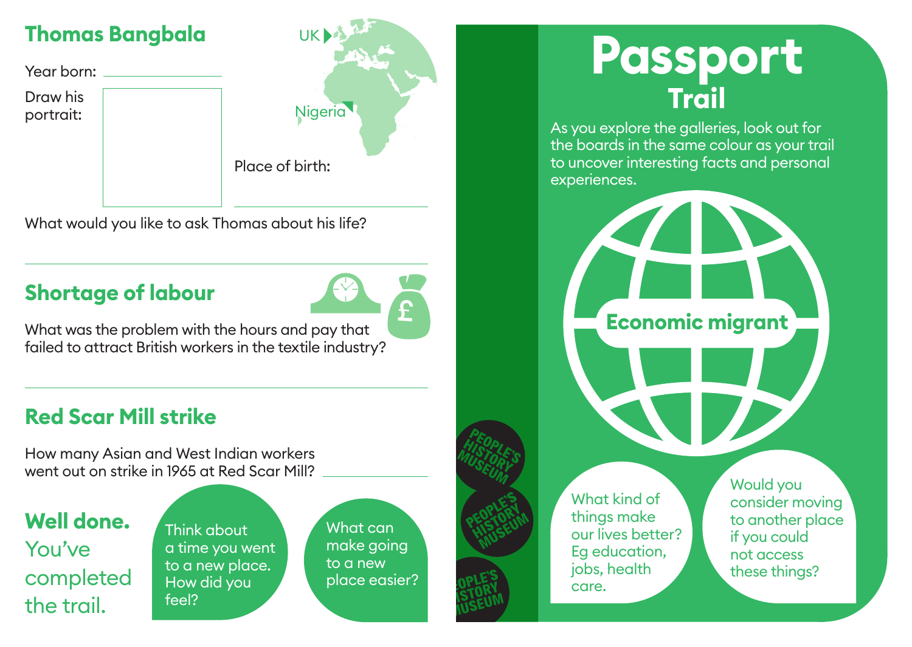## Thomas Bangbala

Year born: ____________

Draw his portrait:

UK

Nigeria

Place of birth: ____________

What would you like to ask Thomas about his life?

## Shortage of labour

What was the problem with the hours and pay that failed to attract British workers in the textile industry?

## Red Scar Mill strike

How many Asian and West Indian workers went out on strike in 1965 at Red Scar Mill? ____________

**Well done.** You've completed the trail.

Think about a time you went to a new place. How did you feel?

What can make going to a new place easier?

# Passport Trail

As you explore the galleries, look out for the boards in the same colour as your trail to uncover interesting facts and personal experiences.

**Economic migrant**

What kind of things make our lives better? Eg education, jobs, health care.

Would you consider moving to another place if you could not access these things?

PEOPLE'S HISTORY MUSEUM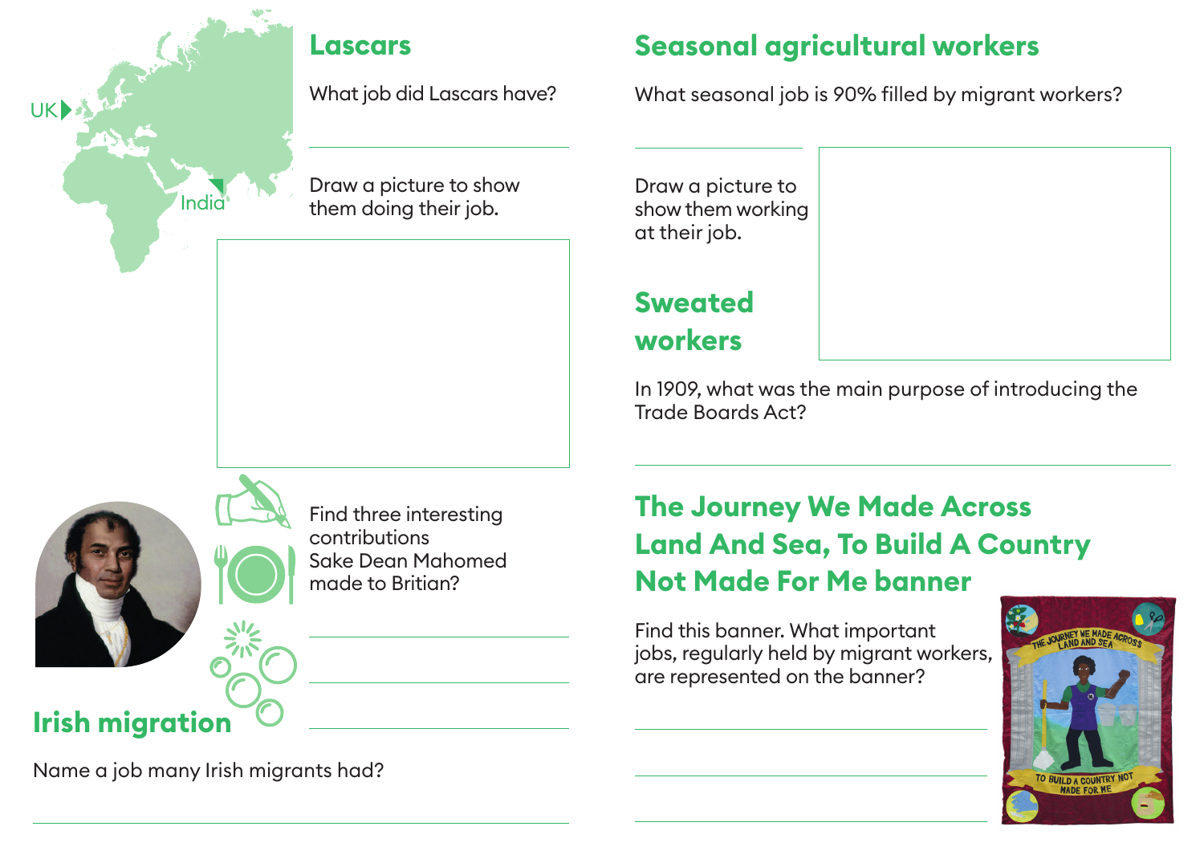## Lascars

What job did Lascars have?

Draw a picture to show them doing their job.

Find three interesting contributions Sake Dean Mahomed made to Britian?

## Irish migration

Name a job many Irish migrants had?

## Seasonal agricultural workers

What seasonal job is 90% filled by migrant workers?

Draw a picture to show them working at their job.

## Sweated workers

In 1909, what was the main purpose of introducing the Trade Boards Act?

## The Journey We Made Across Land And Sea, To Build A Country Not Made For Me banner

Find this banner. What important jobs, regularly held by migrant workers, are represented on the banner?